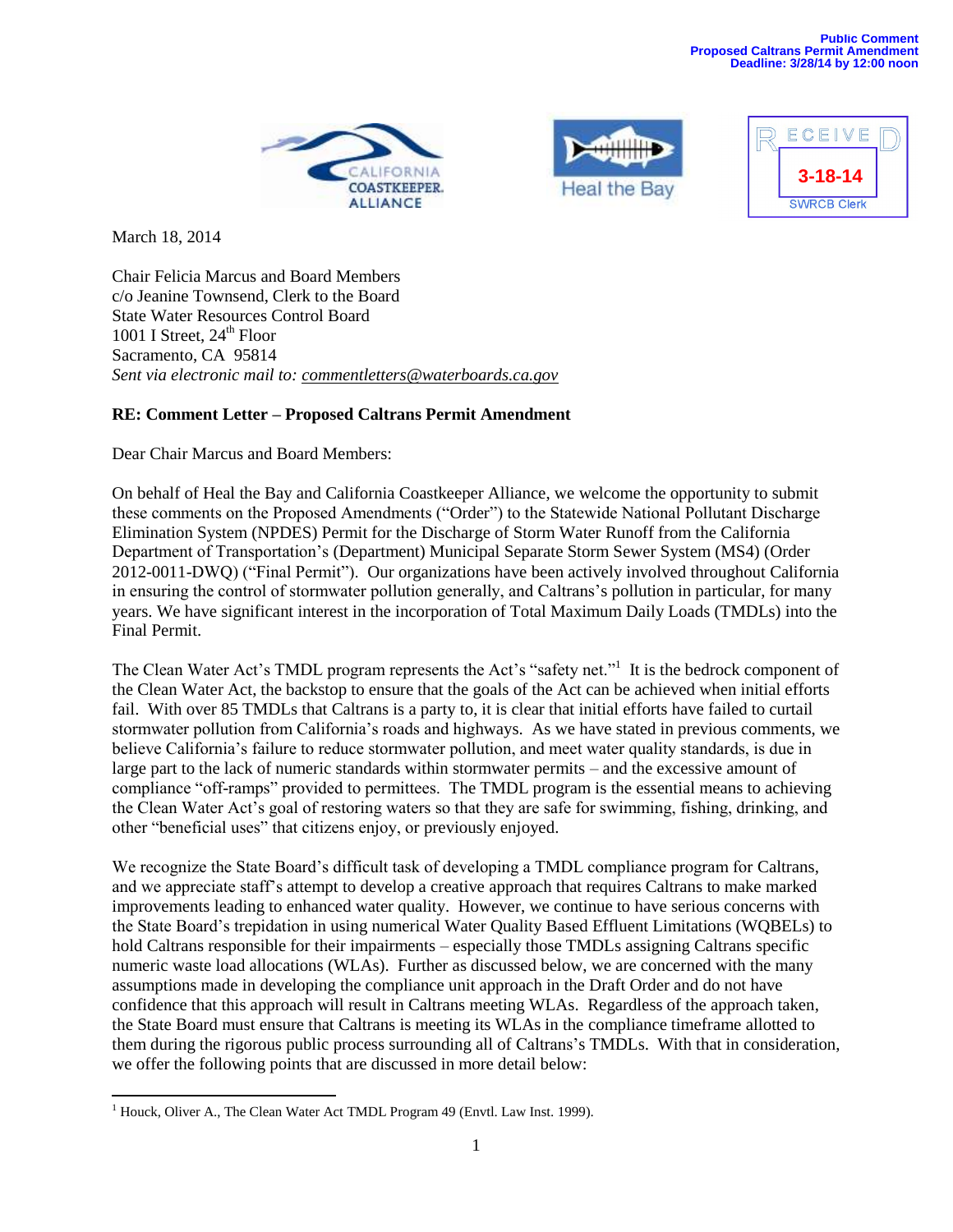Public Comment
Proposed Caltrans Permit Amendment
Deadline: 3/28/14 by 12:00 noon

CALIFORNIA COASTKEEPER. ALLIANCE

Heal the Bay

RECEIVED
3-18-14
SWRCB Clerk

March 18, 2014

Chair Felicia Marcus and Board Members
c/o Jeanine Townsend, Clerk to the Board
State Water Resources Control Board
1001 I Street, 24th Floor
Sacramento, CA 95814
*Sent via electronic mail to: commentletters@waterboards.ca.gov*

**RE: Comment Letter – Proposed Caltrans Permit Amendment**

Dear Chair Marcus and Board Members:

On behalf of Heal the Bay and California Coastkeeper Alliance, we welcome the opportunity to submit these comments on the Proposed Amendments ("Order") to the Statewide National Pollutant Discharge Elimination System (NPDES) Permit for the Discharge of Storm Water Runoff from the California Department of Transportation's (Department) Municipal Separate Storm Sewer System (MS4) (Order 2012-0011-DWQ) ("Final Permit"). Our organizations have been actively involved throughout California in ensuring the control of stormwater pollution generally, and Caltrans's pollution in particular, for many years. We have significant interest in the incorporation of Total Maximum Daily Loads (TMDLs) into the Final Permit.

The Clean Water Act's TMDL program represents the Act's "safety net."[1] It is the bedrock component of the Clean Water Act, the backstop to ensure that the goals of the Act can be achieved when initial efforts fail. With over 85 TMDLs that Caltrans is a party to, it is clear that initial efforts have failed to curtail stormwater pollution from California's roads and highways. As we have stated in previous comments, we believe California's failure to reduce stormwater pollution, and meet water quality standards, is due in large part to the lack of numeric standards within stormwater permits – and the excessive amount of compliance "off-ramps" provided to permittees. The TMDL program is the essential means to achieving the Clean Water Act's goal of restoring waters so that they are safe for swimming, fishing, drinking, and other "beneficial uses" that citizens enjoy, or previously enjoyed.

We recognize the State Board's difficult task of developing a TMDL compliance program for Caltrans, and we appreciate staff's attempt to develop a creative approach that requires Caltrans to make marked improvements leading to enhanced water quality. However, we continue to have serious concerns with the State Board's trepidation in using numerical Water Quality Based Effluent Limitations (WQBELs) to hold Caltrans responsible for their impairments – especially those TMDLs assigning Caltrans specific numeric waste load allocations (WLAs). Further as discussed below, we are concerned with the many assumptions made in developing the compliance unit approach in the Draft Order and do not have confidence that this approach will result in Caltrans meeting WLAs. Regardless of the approach taken, the State Board must ensure that Caltrans is meeting its WLAs in the compliance timeframe allotted to them during the rigorous public process surrounding all of Caltrans's TMDLs. With that in consideration, we offer the following points that are discussed in more detail below:

[1] Houck, Oliver A., The Clean Water Act TMDL Program 49 (Envtl. Law Inst. 1999).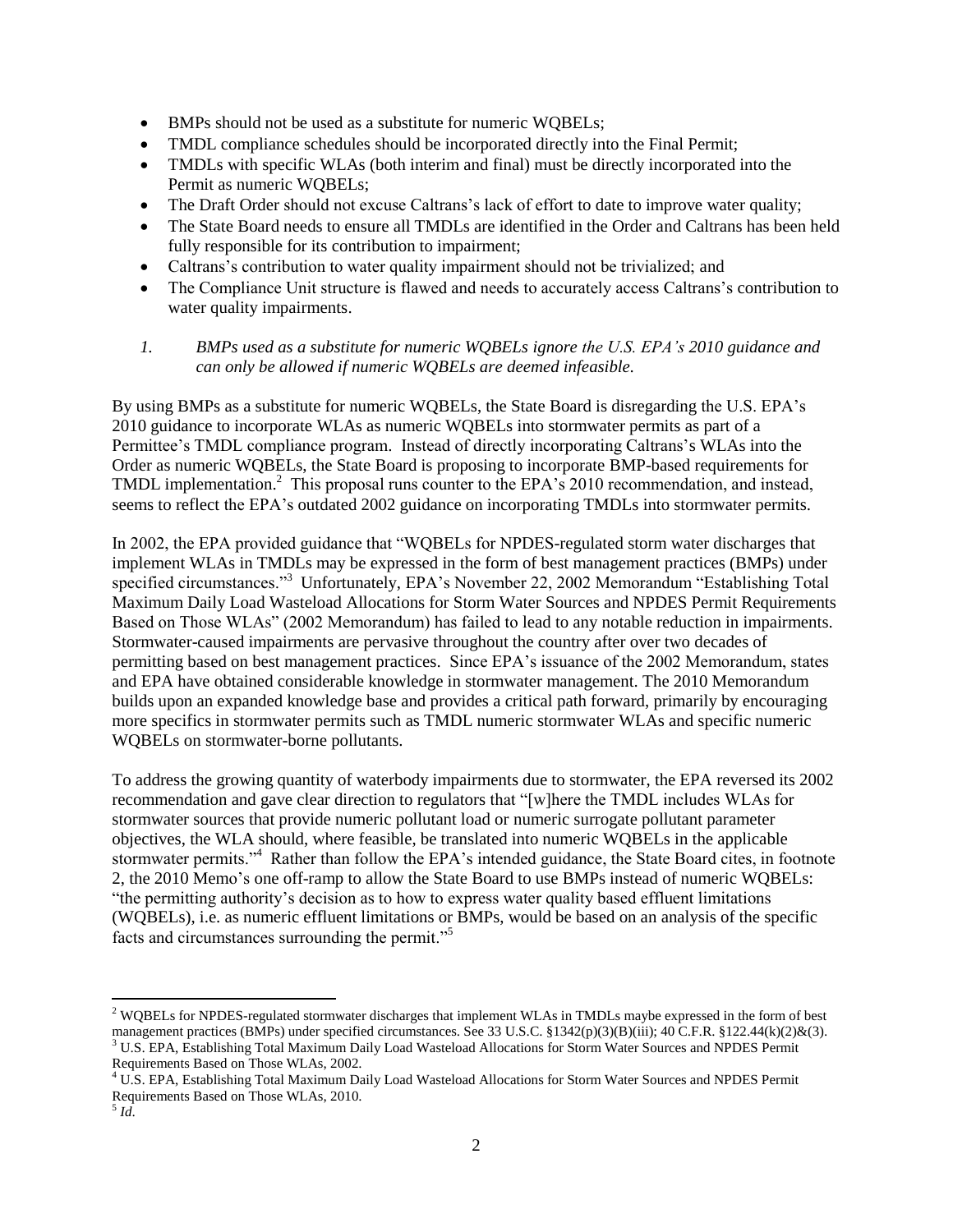- BMPs should not be used as a substitute for numeric WQBELs;
- TMDL compliance schedules should be incorporated directly into the Final Permit;
- TMDLs with specific WLAs (both interim and final) must be directly incorporated into the Permit as numeric WQBELs;
- The Draft Order should not excuse Caltrans's lack of effort to date to improve water quality;
- The State Board needs to ensure all TMDLs are identified in the Order and Caltrans has been held fully responsible for its contribution to impairment;
- Caltrans's contribution to water quality impairment should not be trivialized; and
- The Compliance Unit structure is flawed and needs to accurately access Caltrans's contribution to water quality impairments.

*1. BMPs used as a substitute for numeric WQBELs ignore the U.S. EPA's 2010 guidance and can only be allowed if numeric WQBELs are deemed infeasible.*

By using BMPs as a substitute for numeric WQBELs, the State Board is disregarding the U.S. EPA's 2010 guidance to incorporate WLAs as numeric WQBELs into stormwater permits as part of a Permittee's TMDL compliance program. Instead of directly incorporating Caltrans's WLAs into the Order as numeric WQBELs, the State Board is proposing to incorporate BMP-based requirements for TMDL implementation.[2] This proposal runs counter to the EPA's 2010 recommendation, and instead, seems to reflect the EPA's outdated 2002 guidance on incorporating TMDLs into stormwater permits.

In 2002, the EPA provided guidance that "WQBELs for NPDES-regulated storm water discharges that implement WLAs in TMDLs may be expressed in the form of best management practices (BMPs) under specified circumstances."[3] Unfortunately, EPA's November 22, 2002 Memorandum "Establishing Total Maximum Daily Load Wasteload Allocations for Storm Water Sources and NPDES Permit Requirements Based on Those WLAs" (2002 Memorandum) has failed to lead to any notable reduction in impairments. Stormwater-caused impairments are pervasive throughout the country after over two decades of permitting based on best management practices. Since EPA's issuance of the 2002 Memorandum, states and EPA have obtained considerable knowledge in stormwater management. The 2010 Memorandum builds upon an expanded knowledge base and provides a critical path forward, primarily by encouraging more specifics in stormwater permits such as TMDL numeric stormwater WLAs and specific numeric WQBELs on stormwater-borne pollutants.

To address the growing quantity of waterbody impairments due to stormwater, the EPA reversed its 2002 recommendation and gave clear direction to regulators that "[w]here the TMDL includes WLAs for stormwater sources that provide numeric pollutant load or numeric surrogate pollutant parameter objectives, the WLA should, where feasible, be translated into numeric WQBELs in the applicable stormwater permits."[4] Rather than follow the EPA's intended guidance, the State Board cites, in footnote 2, the 2010 Memo's one off-ramp to allow the State Board to use BMPs instead of numeric WQBELs: "the permitting authority's decision as to how to express water quality based effluent limitations (WQBELs), i.e. as numeric effluent limitations or BMPs, would be based on an analysis of the specific facts and circumstances surrounding the permit."[5]

---

[2] WQBELs for NPDES-regulated stormwater discharges that implement WLAs in TMDLs maybe expressed in the form of best management practices (BMPs) under specified circumstances. See 33 U.S.C. §1342(p)(3)(B)(iii); 40 C.F.R. §122.44(k)(2)&(3).

[3] U.S. EPA, Establishing Total Maximum Daily Load Wasteload Allocations for Storm Water Sources and NPDES Permit Requirements Based on Those WLAs, 2002.

[4] U.S. EPA, Establishing Total Maximum Daily Load Wasteload Allocations for Storm Water Sources and NPDES Permit Requirements Based on Those WLAs, 2010.

[5] *Id*.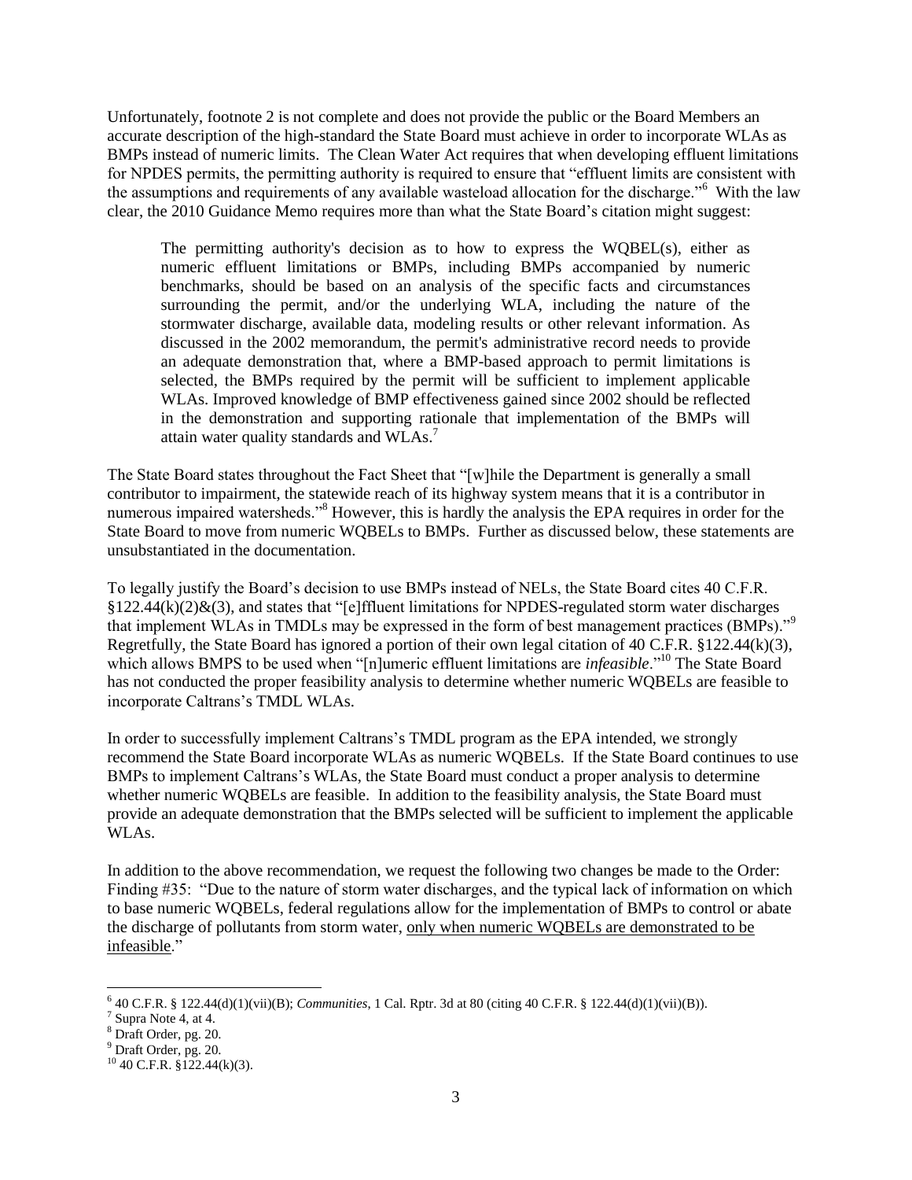Unfortunately, footnote 2 is not complete and does not provide the public or the Board Members an accurate description of the high-standard the State Board must achieve in order to incorporate WLAs as BMPs instead of numeric limits. The Clean Water Act requires that when developing effluent limitations for NPDES permits, the permitting authority is required to ensure that "effluent limits are consistent with the assumptions and requirements of any available wasteload allocation for the discharge."[6] With the law clear, the 2010 Guidance Memo requires more than what the State Board's citation might suggest:

> The permitting authority's decision as to how to express the WQBEL(s), either as numeric effluent limitations or BMPs, including BMPs accompanied by numeric benchmarks, should be based on an analysis of the specific facts and circumstances surrounding the permit, and/or the underlying WLA, including the nature of the stormwater discharge, available data, modeling results or other relevant information. As discussed in the 2002 memorandum, the permit's administrative record needs to provide an adequate demonstration that, where a BMP-based approach to permit limitations is selected, the BMPs required by the permit will be sufficient to implement applicable WLAs. Improved knowledge of BMP effectiveness gained since 2002 should be reflected in the demonstration and supporting rationale that implementation of the BMPs will attain water quality standards and WLAs.[7]

The State Board states throughout the Fact Sheet that "[w]hile the Department is generally a small contributor to impairment, the statewide reach of its highway system means that it is a contributor in numerous impaired watersheds."[8] However, this is hardly the analysis the EPA requires in order for the State Board to move from numeric WQBELs to BMPs. Further as discussed below, these statements are unsubstantiated in the documentation.

To legally justify the Board's decision to use BMPs instead of NELs, the State Board cites 40 C.F.R. §122.44(k)(2)&(3), and states that "[e]ffluent limitations for NPDES-regulated storm water discharges that implement WLAs in TMDLs may be expressed in the form of best management practices (BMPs)."[9] Regretfully, the State Board has ignored a portion of their own legal citation of 40 C.F.R. §122.44(k)(3), which allows BMPS to be used when "[n]umeric effluent limitations are *infeasible*."[10] The State Board has not conducted the proper feasibility analysis to determine whether numeric WQBELs are feasible to incorporate Caltrans's TMDL WLAs.

In order to successfully implement Caltrans's TMDL program as the EPA intended, we strongly recommend the State Board incorporate WLAs as numeric WQBELs. If the State Board continues to use BMPs to implement Caltrans's WLAs, the State Board must conduct a proper analysis to determine whether numeric WQBELs are feasible. In addition to the feasibility analysis, the State Board must provide an adequate demonstration that the BMPs selected will be sufficient to implement the applicable WLAs.

In addition to the above recommendation, we request the following two changes be made to the Order: Finding #35: "Due to the nature of storm water discharges, and the typical lack of information on which to base numeric WQBELs, federal regulations allow for the implementation of BMPs to control or abate the discharge of pollutants from storm water, <u>only when numeric WQBELs are demonstrated to be infeasible</u>."

---

[6] 40 C.F.R. § 122.44(d)(1)(vii)(B); *Communities*, 1 Cal. Rptr. 3d at 80 (citing 40 C.F.R. § 122.44(d)(1)(vii)(B)).

[7] Supra Note 4, at 4.

[8] Draft Order, pg. 20.

[9] Draft Order, pg. 20.

[10] 40 C.F.R. §122.44(k)(3).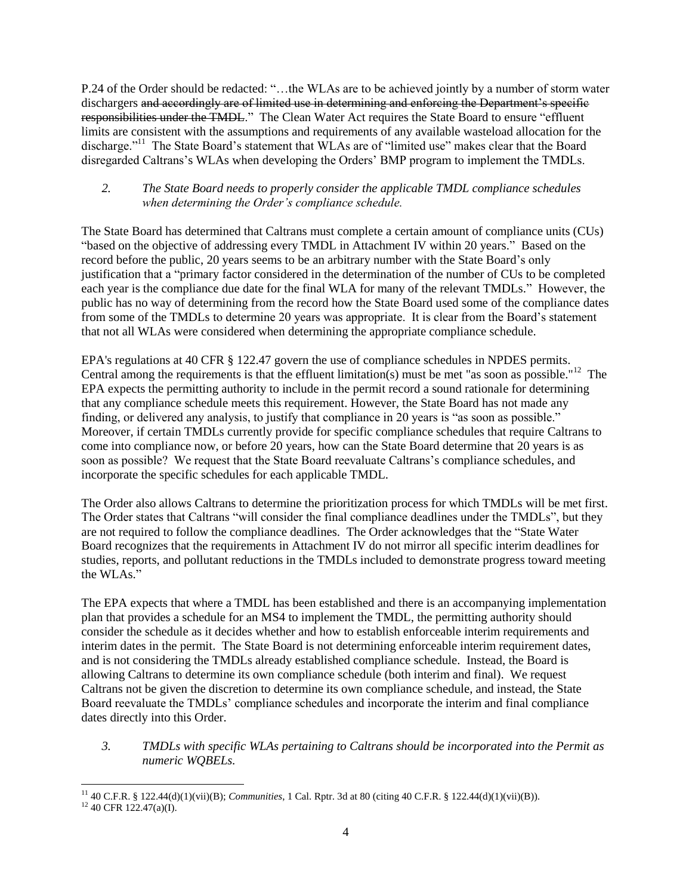P.24 of the Order should be redacted: "…the WLAs are to be achieved jointly by a number of storm water dischargers ~~and accordingly are of limited use in determining and enforcing the Department's specific responsibilities under the TMDL~~." The Clean Water Act requires the State Board to ensure "effluent limits are consistent with the assumptions and requirements of any available wasteload allocation for the discharge."[11] The State Board's statement that WLAs are of "limited use" makes clear that the Board disregarded Caltrans's WLAs when developing the Orders' BMP program to implement the TMDLs.

*2. The State Board needs to properly consider the applicable TMDL compliance schedules when determining the Order's compliance schedule.*

The State Board has determined that Caltrans must complete a certain amount of compliance units (CUs) "based on the objective of addressing every TMDL in Attachment IV within 20 years." Based on the record before the public, 20 years seems to be an arbitrary number with the State Board's only justification that a "primary factor considered in the determination of the number of CUs to be completed each year is the compliance due date for the final WLA for many of the relevant TMDLs." However, the public has no way of determining from the record how the State Board used some of the compliance dates from some of the TMDLs to determine 20 years was appropriate. It is clear from the Board's statement that not all WLAs were considered when determining the appropriate compliance schedule.

EPA's regulations at 40 CFR § 122.47 govern the use of compliance schedules in NPDES permits. Central among the requirements is that the effluent limitation(s) must be met "as soon as possible."[12] The EPA expects the permitting authority to include in the permit record a sound rationale for determining that any compliance schedule meets this requirement. However, the State Board has not made any finding, or delivered any analysis, to justify that compliance in 20 years is "as soon as possible." Moreover, if certain TMDLs currently provide for specific compliance schedules that require Caltrans to come into compliance now, or before 20 years, how can the State Board determine that 20 years is as soon as possible? We request that the State Board reevaluate Caltrans's compliance schedules, and incorporate the specific schedules for each applicable TMDL.

The Order also allows Caltrans to determine the prioritization process for which TMDLs will be met first. The Order states that Caltrans "will consider the final compliance deadlines under the TMDLs", but they are not required to follow the compliance deadlines. The Order acknowledges that the "State Water Board recognizes that the requirements in Attachment IV do not mirror all specific interim deadlines for studies, reports, and pollutant reductions in the TMDLs included to demonstrate progress toward meeting the WLAs."

The EPA expects that where a TMDL has been established and there is an accompanying implementation plan that provides a schedule for an MS4 to implement the TMDL, the permitting authority should consider the schedule as it decides whether and how to establish enforceable interim requirements and interim dates in the permit. The State Board is not determining enforceable interim requirement dates, and is not considering the TMDLs already established compliance schedule. Instead, the Board is allowing Caltrans to determine its own compliance schedule (both interim and final). We request Caltrans not be given the discretion to determine its own compliance schedule, and instead, the State Board reevaluate the TMDLs' compliance schedules and incorporate the interim and final compliance dates directly into this Order.

*3. TMDLs with specific WLAs pertaining to Caltrans should be incorporated into the Permit as numeric WQBELs.*

---

[11] 40 C.F.R. § 122.44(d)(1)(vii)(B); *Communities*, 1 Cal. Rptr. 3d at 80 (citing 40 C.F.R. § 122.44(d)(1)(vii)(B)).

[12] 40 CFR 122.47(a)(I).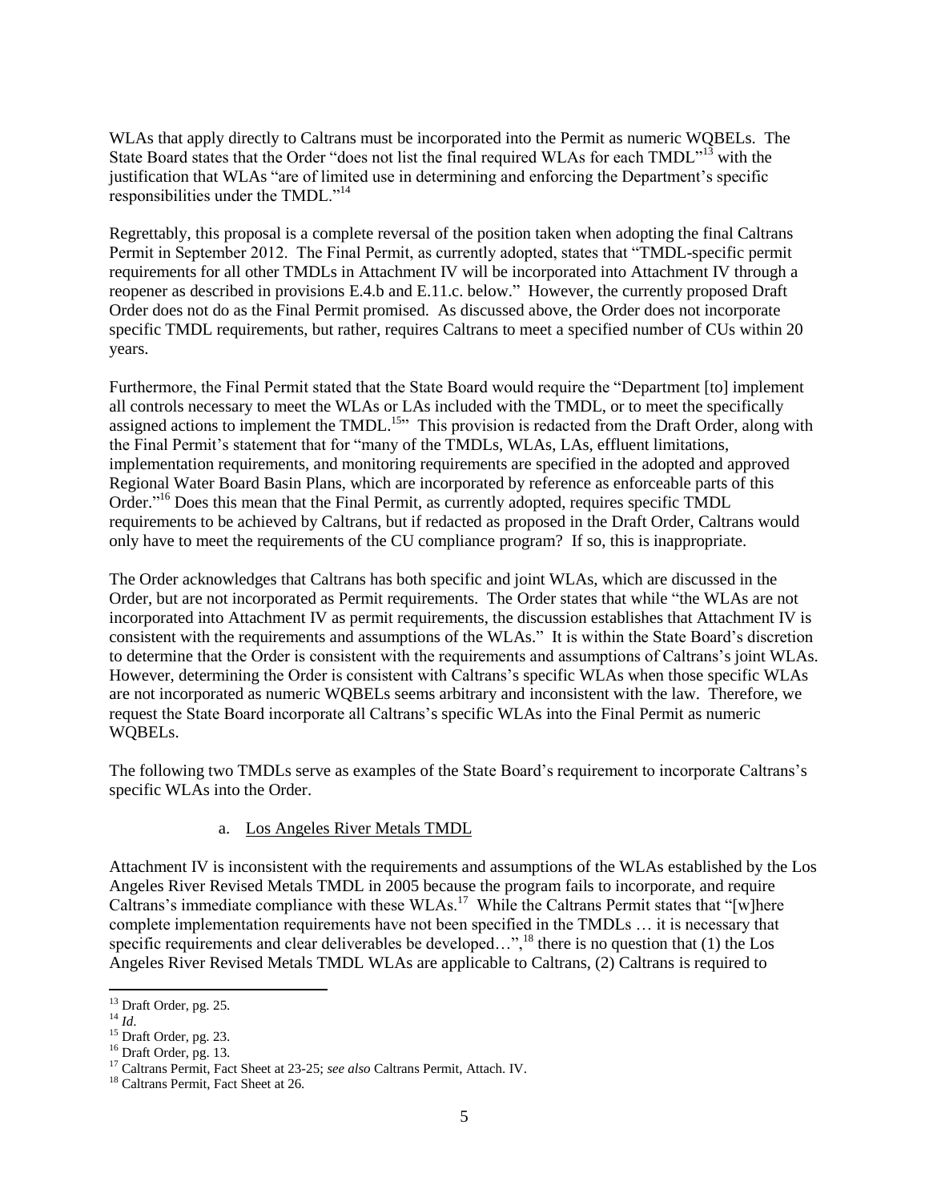WLAs that apply directly to Caltrans must be incorporated into the Permit as numeric WQBELs. The State Board states that the Order "does not list the final required WLAs for each TMDL"[13] with the justification that WLAs "are of limited use in determining and enforcing the Department's specific responsibilities under the TMDL."[14]

Regrettably, this proposal is a complete reversal of the position taken when adopting the final Caltrans Permit in September 2012. The Final Permit, as currently adopted, states that "TMDL-specific permit requirements for all other TMDLs in Attachment IV will be incorporated into Attachment IV through a reopener as described in provisions E.4.b and E.11.c. below." However, the currently proposed Draft Order does not do as the Final Permit promised. As discussed above, the Order does not incorporate specific TMDL requirements, but rather, requires Caltrans to meet a specified number of CUs within 20 years.

Furthermore, the Final Permit stated that the State Board would require the "Department [to] implement all controls necessary to meet the WLAs or LAs included with the TMDL, or to meet the specifically assigned actions to implement the TMDL.[15]" This provision is redacted from the Draft Order, along with the Final Permit's statement that for "many of the TMDLs, WLAs, LAs, effluent limitations, implementation requirements, and monitoring requirements are specified in the adopted and approved Regional Water Board Basin Plans, which are incorporated by reference as enforceable parts of this Order."[16] Does this mean that the Final Permit, as currently adopted, requires specific TMDL requirements to be achieved by Caltrans, but if redacted as proposed in the Draft Order, Caltrans would only have to meet the requirements of the CU compliance program? If so, this is inappropriate.

The Order acknowledges that Caltrans has both specific and joint WLAs, which are discussed in the Order, but are not incorporated as Permit requirements. The Order states that while "the WLAs are not incorporated into Attachment IV as permit requirements, the discussion establishes that Attachment IV is consistent with the requirements and assumptions of the WLAs." It is within the State Board's discretion to determine that the Order is consistent with the requirements and assumptions of Caltrans's joint WLAs. However, determining the Order is consistent with Caltrans's specific WLAs when those specific WLAs are not incorporated as numeric WQBELs seems arbitrary and inconsistent with the law. Therefore, we request the State Board incorporate all Caltrans's specific WLAs into the Final Permit as numeric WQBELs.

The following two TMDLs serve as examples of the State Board's requirement to incorporate Caltrans's specific WLAs into the Order.

a. Los Angeles River Metals TMDL

Attachment IV is inconsistent with the requirements and assumptions of the WLAs established by the Los Angeles River Revised Metals TMDL in 2005 because the program fails to incorporate, and require Caltrans's immediate compliance with these WLAs.[17] While the Caltrans Permit states that "[w]here complete implementation requirements have not been specified in the TMDLs … it is necessary that specific requirements and clear deliverables be developed…",[18] there is no question that (1) the Los Angeles River Revised Metals TMDL WLAs are applicable to Caltrans, (2) Caltrans is required to

---

[13] Draft Order, pg. 25.

[14] *Id*.

[15] Draft Order, pg. 23.

[16] Draft Order, pg. 13.

[17] Caltrans Permit, Fact Sheet at 23-25; *see also* Caltrans Permit, Attach. IV.

[18] Caltrans Permit, Fact Sheet at 26.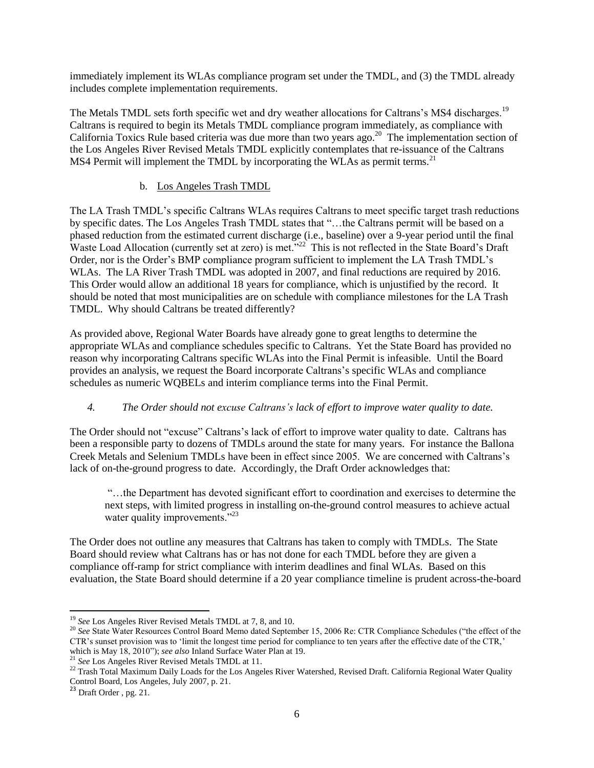immediately implement its WLAs compliance program set under the TMDL, and (3) the TMDL already includes complete implementation requirements.

The Metals TMDL sets forth specific wet and dry weather allocations for Caltrans's MS4 discharges.[19] Caltrans is required to begin its Metals TMDL compliance program immediately, as compliance with California Toxics Rule based criteria was due more than two years ago.[20] The implementation section of the Los Angeles River Revised Metals TMDL explicitly contemplates that re-issuance of the Caltrans MS4 Permit will implement the TMDL by incorporating the WLAs as permit terms.[21]

b. Los Angeles Trash TMDL

The LA Trash TMDL's specific Caltrans WLAs requires Caltrans to meet specific target trash reductions by specific dates. The Los Angeles Trash TMDL states that "…the Caltrans permit will be based on a phased reduction from the estimated current discharge (i.e., baseline) over a 9-year period until the final Waste Load Allocation (currently set at zero) is met."[22] This is not reflected in the State Board's Draft Order, nor is the Order's BMP compliance program sufficient to implement the LA Trash TMDL's WLAs. The LA River Trash TMDL was adopted in 2007, and final reductions are required by 2016. This Order would allow an additional 18 years for compliance, which is unjustified by the record. It should be noted that most municipalities are on schedule with compliance milestones for the LA Trash TMDL. Why should Caltrans be treated differently?

As provided above, Regional Water Boards have already gone to great lengths to determine the appropriate WLAs and compliance schedules specific to Caltrans. Yet the State Board has provided no reason why incorporating Caltrans specific WLAs into the Final Permit is infeasible. Until the Board provides an analysis, we request the Board incorporate Caltrans's specific WLAs and compliance schedules as numeric WQBELs and interim compliance terms into the Final Permit.

*4. The Order should not excuse Caltrans's lack of effort to improve water quality to date.*

The Order should not "excuse" Caltrans's lack of effort to improve water quality to date. Caltrans has been a responsible party to dozens of TMDLs around the state for many years. For instance the Ballona Creek Metals and Selenium TMDLs have been in effect since 2005. We are concerned with Caltrans's lack of on-the-ground progress to date. Accordingly, the Draft Order acknowledges that:

> "…the Department has devoted significant effort to coordination and exercises to determine the next steps, with limited progress in installing on-the-ground control measures to achieve actual water quality improvements."[23]

The Order does not outline any measures that Caltrans has taken to comply with TMDLs. The State Board should review what Caltrans has or has not done for each TMDL before they are given a compliance off-ramp for strict compliance with interim deadlines and final WLAs. Based on this evaluation, the State Board should determine if a 20 year compliance timeline is prudent across-the-board

---

[19] *See* Los Angeles River Revised Metals TMDL at 7, 8, and 10.

[20] *See* State Water Resources Control Board Memo dated September 15, 2006 Re: CTR Compliance Schedules ("the effect of the CTR's sunset provision was to 'limit the longest time period for compliance to ten years after the effective date of the CTR,' which is May 18, 2010"); *see also* Inland Surface Water Plan at 19.

[21] *See* Los Angeles River Revised Metals TMDL at 11.

[22] Trash Total Maximum Daily Loads for the Los Angeles River Watershed, Revised Draft. California Regional Water Quality Control Board, Los Angeles, July 2007, p. 21.

[23] Draft Order , pg. 21.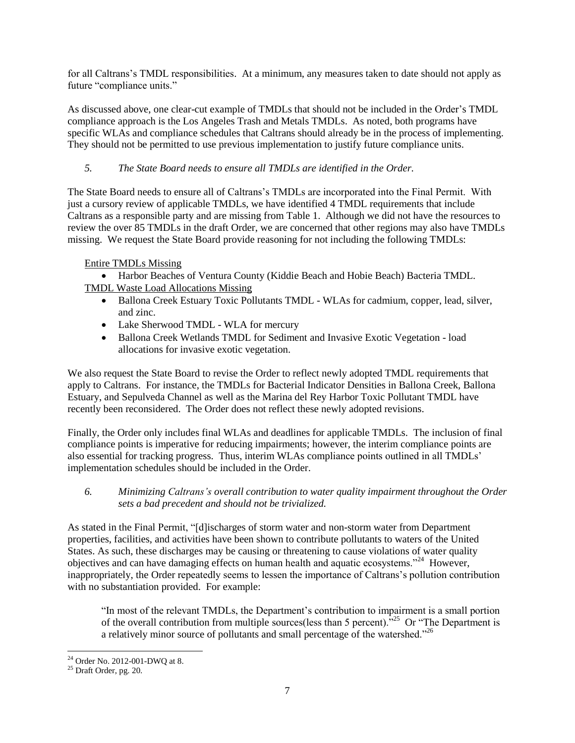for all Caltrans's TMDL responsibilities. At a minimum, any measures taken to date should not apply as future "compliance units."

As discussed above, one clear-cut example of TMDLs that should not be included in the Order's TMDL compliance approach is the Los Angeles Trash and Metals TMDLs. As noted, both programs have specific WLAs and compliance schedules that Caltrans should already be in the process of implementing. They should not be permitted to use previous implementation to justify future compliance units.

*5. The State Board needs to ensure all TMDLs are identified in the Order.*

The State Board needs to ensure all of Caltrans's TMDLs are incorporated into the Final Permit. With just a cursory review of applicable TMDLs, we have identified 4 TMDL requirements that include Caltrans as a responsible party and are missing from Table 1. Although we did not have the resources to review the over 85 TMDLs in the draft Order, we are concerned that other regions may also have TMDLs missing. We request the State Board provide reasoning for not including the following TMDLs:

<u>Entire TMDLs Missing</u>

- Harbor Beaches of Ventura County (Kiddie Beach and Hobie Beach) Bacteria TMDL.

<u>TMDL Waste Load Allocations Missing</u>

- Ballona Creek Estuary Toxic Pollutants TMDL - WLAs for cadmium, copper, lead, silver, and zinc.
- Lake Sherwood TMDL - WLA for mercury
- Ballona Creek Wetlands TMDL for Sediment and Invasive Exotic Vegetation - load allocations for invasive exotic vegetation.

We also request the State Board to revise the Order to reflect newly adopted TMDL requirements that apply to Caltrans. For instance, the TMDLs for Bacterial Indicator Densities in Ballona Creek, Ballona Estuary, and Sepulveda Channel as well as the Marina del Rey Harbor Toxic Pollutant TMDL have recently been reconsidered. The Order does not reflect these newly adopted revisions.

Finally, the Order only includes final WLAs and deadlines for applicable TMDLs. The inclusion of final compliance points is imperative for reducing impairments; however, the interim compliance points are also essential for tracking progress. Thus, interim WLAs compliance points outlined in all TMDLs' implementation schedules should be included in the Order.

*6. Minimizing Caltrans's overall contribution to water quality impairment throughout the Order sets a bad precedent and should not be trivialized.*

As stated in the Final Permit, "[d]ischarges of storm water and non-storm water from Department properties, facilities, and activities have been shown to contribute pollutants to waters of the United States. As such, these discharges may be causing or threatening to cause violations of water quality objectives and can have damaging effects on human health and aquatic ecosystems."[24] However, inappropriately, the Order repeatedly seems to lessen the importance of Caltrans's pollution contribution with no substantiation provided. For example:

> "In most of the relevant TMDLs, the Department's contribution to impairment is a small portion of the overall contribution from multiple sources(less than 5 percent)."[25] Or "The Department is a relatively minor source of pollutants and small percentage of the watershed."[26]

[24] Order No. 2012-001-DWQ at 8.

[25] Draft Order, pg. 20.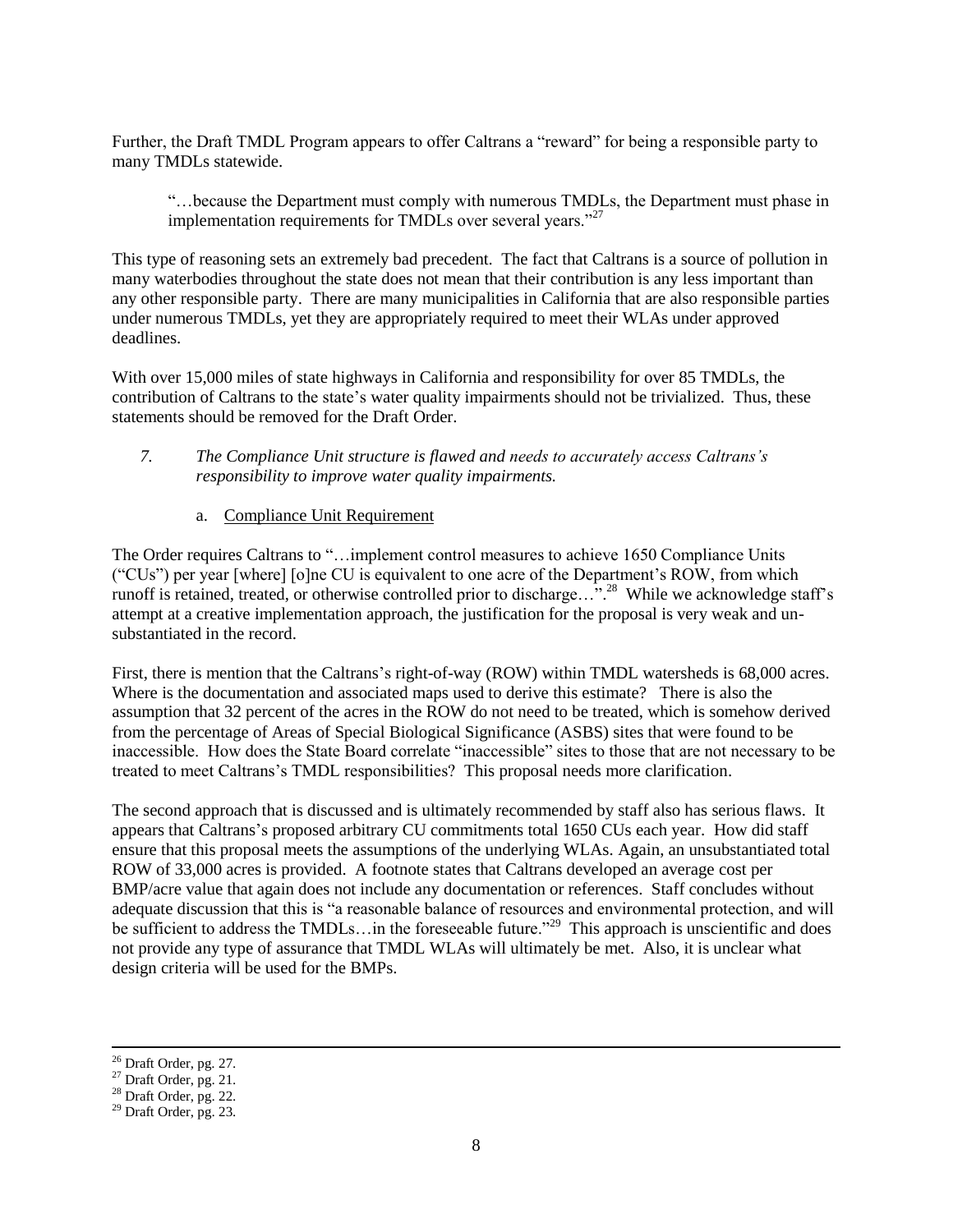Further, the Draft TMDL Program appears to offer Caltrans a "reward" for being a responsible party to many TMDLs statewide.

> "…because the Department must comply with numerous TMDLs, the Department must phase in implementation requirements for TMDLs over several years."[27]

This type of reasoning sets an extremely bad precedent. The fact that Caltrans is a source of pollution in many waterbodies throughout the state does not mean that their contribution is any less important than any other responsible party. There are many municipalities in California that are also responsible parties under numerous TMDLs, yet they are appropriately required to meet their WLAs under approved deadlines.

With over 15,000 miles of state highways in California and responsibility for over 85 TMDLs, the contribution of Caltrans to the state's water quality impairments should not be trivialized. Thus, these statements should be removed for the Draft Order.

7. *The Compliance Unit structure is flawed and needs to accurately access Caltrans's responsibility to improve water quality impairments.*

   a. Compliance Unit Requirement

The Order requires Caltrans to "…implement control measures to achieve 1650 Compliance Units ("CUs") per year [where] [o]ne CU is equivalent to one acre of the Department's ROW, from which runoff is retained, treated, or otherwise controlled prior to discharge…".[28] While we acknowledge staff's attempt at a creative implementation approach, the justification for the proposal is very weak and un-substantiated in the record.

First, there is mention that the Caltrans's right-of-way (ROW) within TMDL watersheds is 68,000 acres. Where is the documentation and associated maps used to derive this estimate? There is also the assumption that 32 percent of the acres in the ROW do not need to be treated, which is somehow derived from the percentage of Areas of Special Biological Significance (ASBS) sites that were found to be inaccessible. How does the State Board correlate "inaccessible" sites to those that are not necessary to be treated to meet Caltrans's TMDL responsibilities? This proposal needs more clarification.

The second approach that is discussed and is ultimately recommended by staff also has serious flaws. It appears that Caltrans's proposed arbitrary CU commitments total 1650 CUs each year. How did staff ensure that this proposal meets the assumptions of the underlying WLAs. Again, an unsubstantiated total ROW of 33,000 acres is provided. A footnote states that Caltrans developed an average cost per BMP/acre value that again does not include any documentation or references. Staff concludes without adequate discussion that this is "a reasonable balance of resources and environmental protection, and will be sufficient to address the TMDLs…in the foreseeable future."[29] This approach is unscientific and does not provide any type of assurance that TMDL WLAs will ultimately be met. Also, it is unclear what design criteria will be used for the BMPs.

---

[26] Draft Order, pg. 27.
[27] Draft Order, pg. 21.
[28] Draft Order, pg. 22.
[29] Draft Order, pg. 23.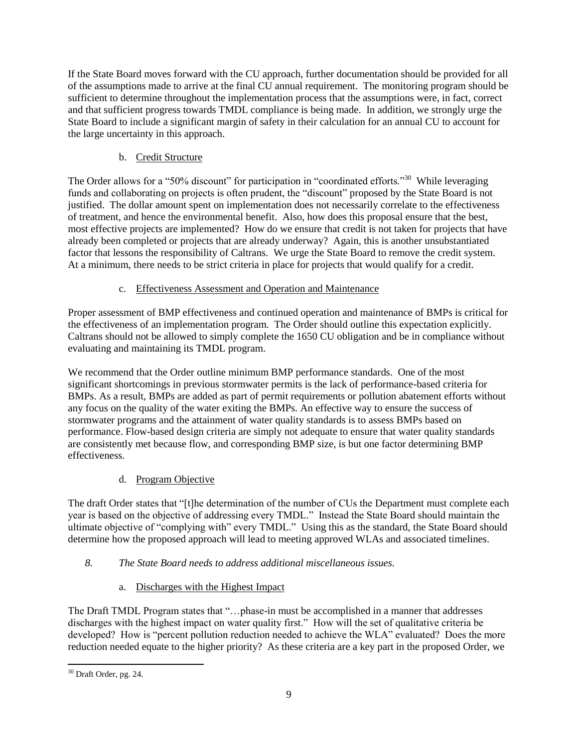If the State Board moves forward with the CU approach, further documentation should be provided for all of the assumptions made to arrive at the final CU annual requirement. The monitoring program should be sufficient to determine throughout the implementation process that the assumptions were, in fact, correct and that sufficient progress towards TMDL compliance is being made. In addition, we strongly urge the State Board to include a significant margin of safety in their calculation for an annual CU to account for the large uncertainty in this approach.

b. Credit Structure

The Order allows for a "50% discount" for participation in "coordinated efforts."[30] While leveraging funds and collaborating on projects is often prudent, the "discount" proposed by the State Board is not justified. The dollar amount spent on implementation does not necessarily correlate to the effectiveness of treatment, and hence the environmental benefit. Also, how does this proposal ensure that the best, most effective projects are implemented? How do we ensure that credit is not taken for projects that have already been completed or projects that are already underway? Again, this is another unsubstantiated factor that lessons the responsibility of Caltrans. We urge the State Board to remove the credit system. At a minimum, there needs to be strict criteria in place for projects that would qualify for a credit.

c. Effectiveness Assessment and Operation and Maintenance

Proper assessment of BMP effectiveness and continued operation and maintenance of BMPs is critical for the effectiveness of an implementation program. The Order should outline this expectation explicitly. Caltrans should not be allowed to simply complete the 1650 CU obligation and be in compliance without evaluating and maintaining its TMDL program.

We recommend that the Order outline minimum BMP performance standards. One of the most significant shortcomings in previous stormwater permits is the lack of performance-based criteria for BMPs. As a result, BMPs are added as part of permit requirements or pollution abatement efforts without any focus on the quality of the water exiting the BMPs. An effective way to ensure the success of stormwater programs and the attainment of water quality standards is to assess BMPs based on performance. Flow-based design criteria are simply not adequate to ensure that water quality standards are consistently met because flow, and corresponding BMP size, is but one factor determining BMP effectiveness.

d. Program Objective

The draft Order states that "[t]he determination of the number of CUs the Department must complete each year is based on the objective of addressing every TMDL." Instead the State Board should maintain the ultimate objective of "complying with" every TMDL." Using this as the standard, the State Board should determine how the proposed approach will lead to meeting approved WLAs and associated timelines.

*8. The State Board needs to address additional miscellaneous issues.*

a. Discharges with the Highest Impact

The Draft TMDL Program states that "…phase-in must be accomplished in a manner that addresses discharges with the highest impact on water quality first." How will the set of qualitative criteria be developed? How is "percent pollution reduction needed to achieve the WLA" evaluated? Does the more reduction needed equate to the higher priority? As these criteria are a key part in the proposed Order, we

[30] Draft Order, pg. 24.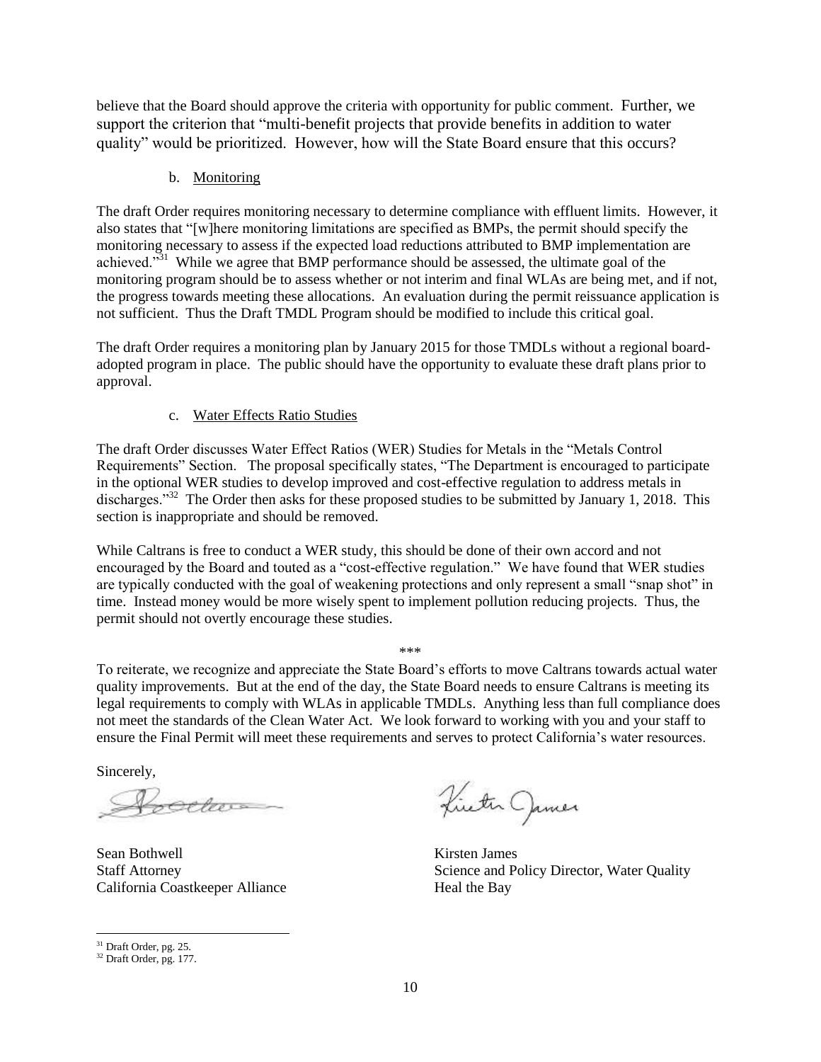believe that the Board should approve the criteria with opportunity for public comment. Further, we support the criterion that "multi-benefit projects that provide benefits in addition to water quality" would be prioritized. However, how will the State Board ensure that this occurs?

b. Monitoring

The draft Order requires monitoring necessary to determine compliance with effluent limits. However, it also states that "[w]here monitoring limitations are specified as BMPs, the permit should specify the monitoring necessary to assess if the expected load reductions attributed to BMP implementation are achieved."[31] While we agree that BMP performance should be assessed, the ultimate goal of the monitoring program should be to assess whether or not interim and final WLAs are being met, and if not, the progress towards meeting these allocations. An evaluation during the permit reissuance application is not sufficient. Thus the Draft TMDL Program should be modified to include this critical goal.

The draft Order requires a monitoring plan by January 2015 for those TMDLs without a regional board-adopted program in place. The public should have the opportunity to evaluate these draft plans prior to approval.

c. Water Effects Ratio Studies

The draft Order discusses Water Effect Ratios (WER) Studies for Metals in the "Metals Control Requirements" Section. The proposal specifically states, "The Department is encouraged to participate in the optional WER studies to develop improved and cost-effective regulation to address metals in discharges."[32] The Order then asks for these proposed studies to be submitted by January 1, 2018. This section is inappropriate and should be removed.

While Caltrans is free to conduct a WER study, this should be done of their own accord and not encouraged by the Board and touted as a "cost-effective regulation." We have found that WER studies are typically conducted with the goal of weakening protections and only represent a small "snap shot" in time. Instead money would be more wisely spent to implement pollution reducing projects. Thus, the permit should not overtly encourage these studies.

\*\*\*

To reiterate, we recognize and appreciate the State Board's efforts to move Caltrans towards actual water quality improvements. But at the end of the day, the State Board needs to ensure Caltrans is meeting its legal requirements to comply with WLAs in applicable TMDLs. Anything less than full compliance does not meet the standards of the Clean Water Act. We look forward to working with you and your staff to ensure the Final Permit will meet these requirements and serves to protect California's water resources.

Sincerely,

Sean Bothwell
Staff Attorney
California Coastkeeper Alliance

Kirsten James
Science and Policy Director, Water Quality
Heal the Bay

[31] Draft Order, pg. 25.
[32] Draft Order, pg. 177.